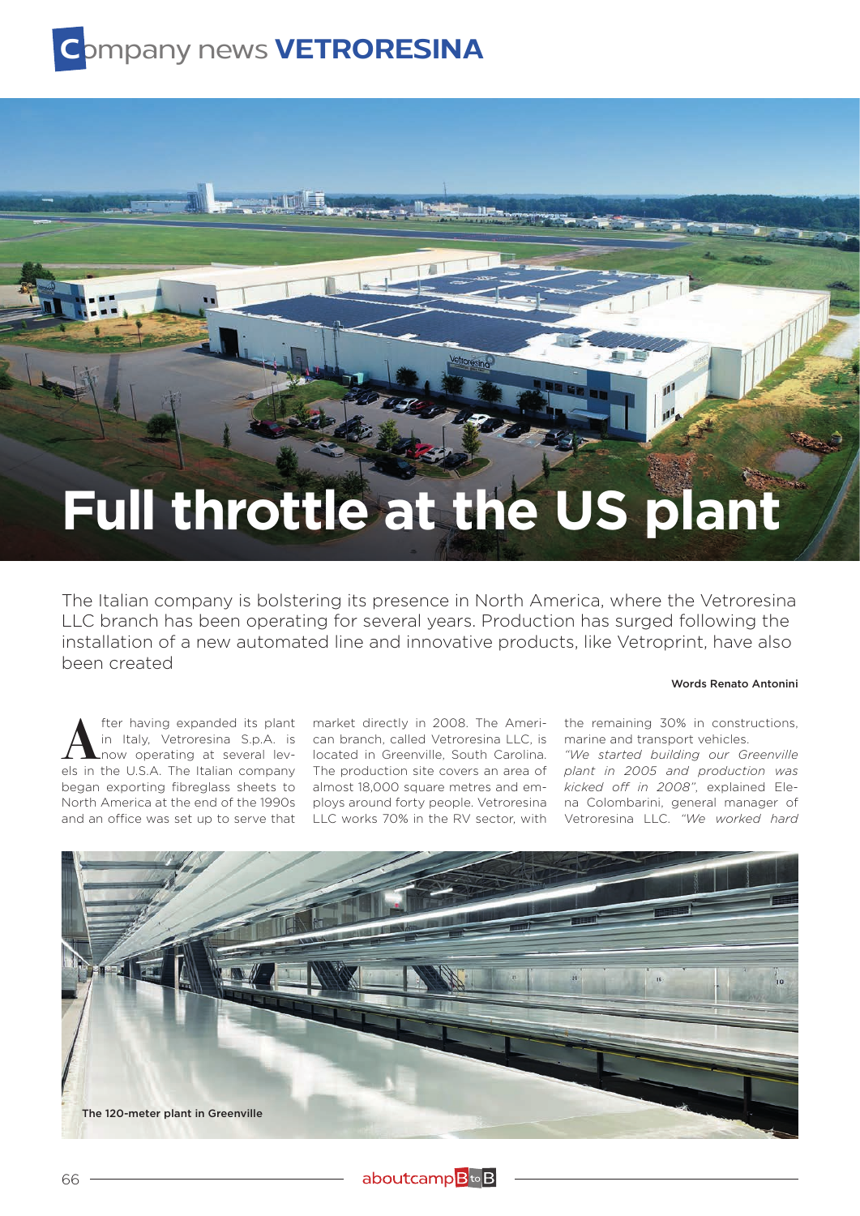# Company news VETRORESINA

# Full throttle at the US plant

The Italian company is bolstering its presence in North America, where the Vetroresina LLC branch has been operating for several years. Production has surged following the installation of a new automated line and innovative products, like Vetroprint, have also been created

**Words Renato Antonini**

After having expanded its plant in Italy, Vetroresina S.p.A. is now operating at several levels in the U.S.A. The Italian company began exporting fibreglass sheets to North America at the end of the 1990s and an office was set up to serve that market directly in 2008. The American branch, called Vetroresina LLC, is located in Greenville, South Carolina. The production site covers an area of almost 18,000 square metres and employs around forty people. Vetroresina LLC works 70% in the RV sector, with the remaining 30% in constructions, marine and transport vehicles.

*"We started building our Greenville plant in 2005 and production was kicked off in 2008"*, explained Elena Colombarini, general manager of Vetroresina LLC. *"We worked hard*

The 120-meter plant in Greenville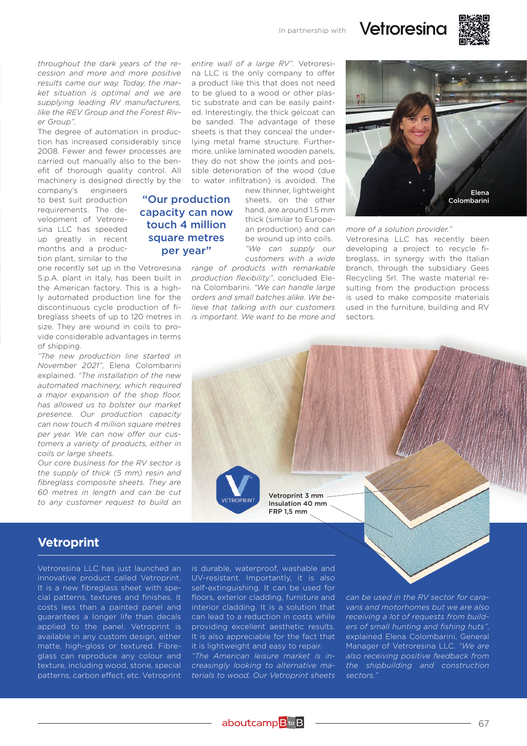throughout the dark years of the recession and more and more positive results came our way. Today, the market situation is optimal and we are supplying leading RV manufacturers, like the REV Group and the Forest River Group".

The degree of automation in production has increased considerably since 2008. Fewer and fewer processes are carried out manually also to the benefit of thorough quality control. All machinery is designed directly by the company's engineers to best suit production requirements. The development of Vetroresina LLC has speeded up greatly in recent months and a production plant, similar to the one recently set up in the Vetroresina S.p.A. plant in Italy, has been built in the American factory. This is a highly automated production line for the discontinuous cycle production of fibreglass sheets of up to 120 metres in size. They are wound in coils to provide considerable advantages in terms of shipping.

*"The new production line started in November 2021"*, Elena Colombarini explained. *"The installation of the new automated machinery, which required a major expansion of the shop floor, has allowed us to bolster our market presence. Our production capacity can now touch 4 million square metres per year. We can now offer our customers a variety of products, either in coils or large sheets.*

*Our core business for the RV sector is the supply of thick (5 mm) resin and fibreglass composite sheets. They are 60 metres in length and can be cut to any customer request to build an entire wall of a large RV".* Vetroresina LLC is the only company to offer a product like this that does not need to be glued to a wood or other plastic substrate and can be easily painted. Interestingly, the thick gelcoat can be sanded. The advantage of these sheets is that they conceal the underlying metal frame structure. Furthermore, unlike laminated wooden panels, they do not show the joints and possible deterioration of the wood (due to water infiltration) is avoided. The new thinner, lightweight sheets, on the other hand, are around 1.5 mm thick (similar to European production) and can be wound up into coils.

**"Our production capacity can now touch 4 million square metres per year"**

*"We can supply our customers with a wide range of products with remarkable production flexibility"*, concluded Elena Colombarini. *"We can handle large orders and small batches alike. We believe that talking with our customers is important. We want to be more and more of a solution provider."*

Elena Colombarini

Vetroresina LLC has recently been developing a project to recycle fibreglass, in synergy with the Italian branch, through the subsidiary Gees Recycling Srl. The waste material resulting from the production process is used to make composite materials used in the furniture, building and RV sectors.

VETROPRINT

Vetroprint 3 mm
Insulation 40 mm
FRP 1,5 mm

## Vetroprint

Vetroresina LLC has just launched an innovative product called Vetroprint. It is a new fibreglass sheet with special patterns, textures and finishes. It costs less than a painted panel and guarantees a longer life than decals applied to the panel. Vetroprint is available in any custom design, either matte, high-gloss or textured. Fibreglass can reproduce any colour and texture, including wood, stone, special patterns, carbon effect, etc. Vetroprint is durable, waterproof, washable and UV-resistant. Importantly, it is also self-extinguishing. It can be used for floors, exterior cladding, furniture and interior cladding. It is a solution that can lead to a reduction in costs while providing excellent aesthetic results. It is also appreciable for the fact that it is lightweight and easy to repair.

*"The American leisure market is increasingly looking to alternative materials to wood. Our Vetroprint sheets can be used in the RV sector for caravans and motorhomes but we are also receiving a lot of requests from builders of small hunting and fishing huts"*, explained Elena Colombarini, General Manager of Vetroresina LLC. *"We are also receiving positive feedback from the shipbuilding and construction sectors."*